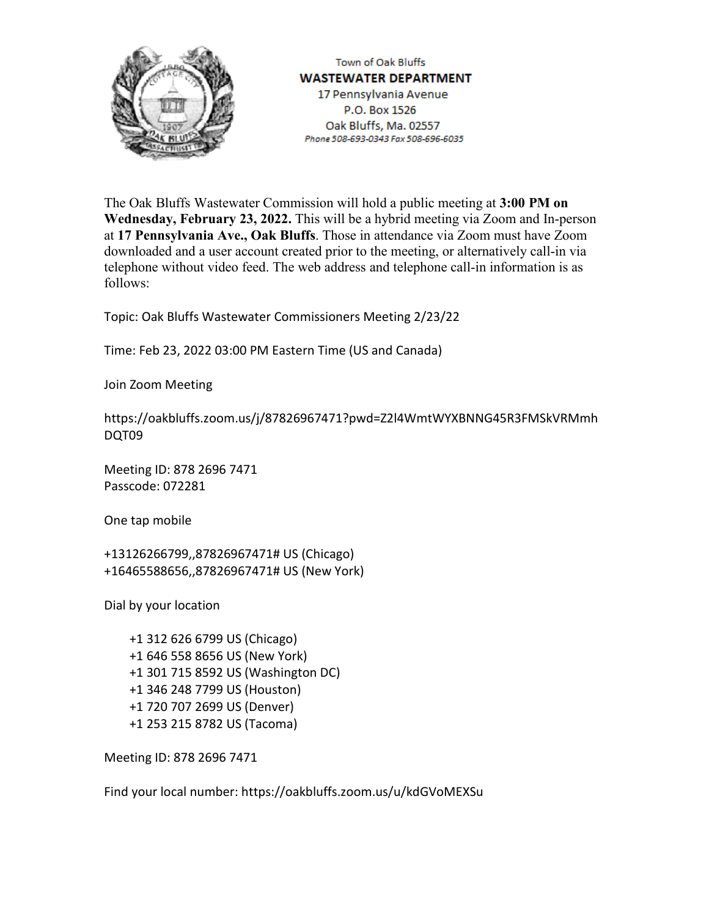Town of Oak Bluffs
**WASTEWATER DEPARTMENT**
17 Pennsylvania Avenue
P.O. Box 1526
Oak Bluffs, Ma. 02557
*Phone 508-693-0343 Fax 508-696-6035*

The Oak Bluffs Wastewater Commission will hold a public meeting at **3:00 PM on Wednesday, February 23, 2022.** This will be a hybrid meeting via Zoom and In-person at **17 Pennsylvania Ave., Oak Bluffs**. Those in attendance via Zoom must have Zoom downloaded and a user account created prior to the meeting, or alternatively call-in via telephone without video feed. The web address and telephone call-in information is as follows:

Topic: Oak Bluffs Wastewater Commissioners Meeting 2/23/22

Time: Feb 23, 2022 03:00 PM Eastern Time (US and Canada)

Join Zoom Meeting

https://oakbluffs.zoom.us/j/87826967471?pwd=Z2l4WmtWYXBNNG45R3FMSkVRMmhDQT09

Meeting ID: 878 2696 7471
Passcode: 072281

One tap mobile

+13126266799,,87826967471# US (Chicago)
+16465588656,,87826967471# US (New York)

Dial by your location

+1 312 626 6799 US (Chicago)
+1 646 558 8656 US (New York)
+1 301 715 8592 US (Washington DC)
+1 346 248 7799 US (Houston)
+1 720 707 2699 US (Denver)
+1 253 215 8782 US (Tacoma)

Meeting ID: 878 2696 7471

Find your local number: https://oakbluffs.zoom.us/u/kdGVoMEXSu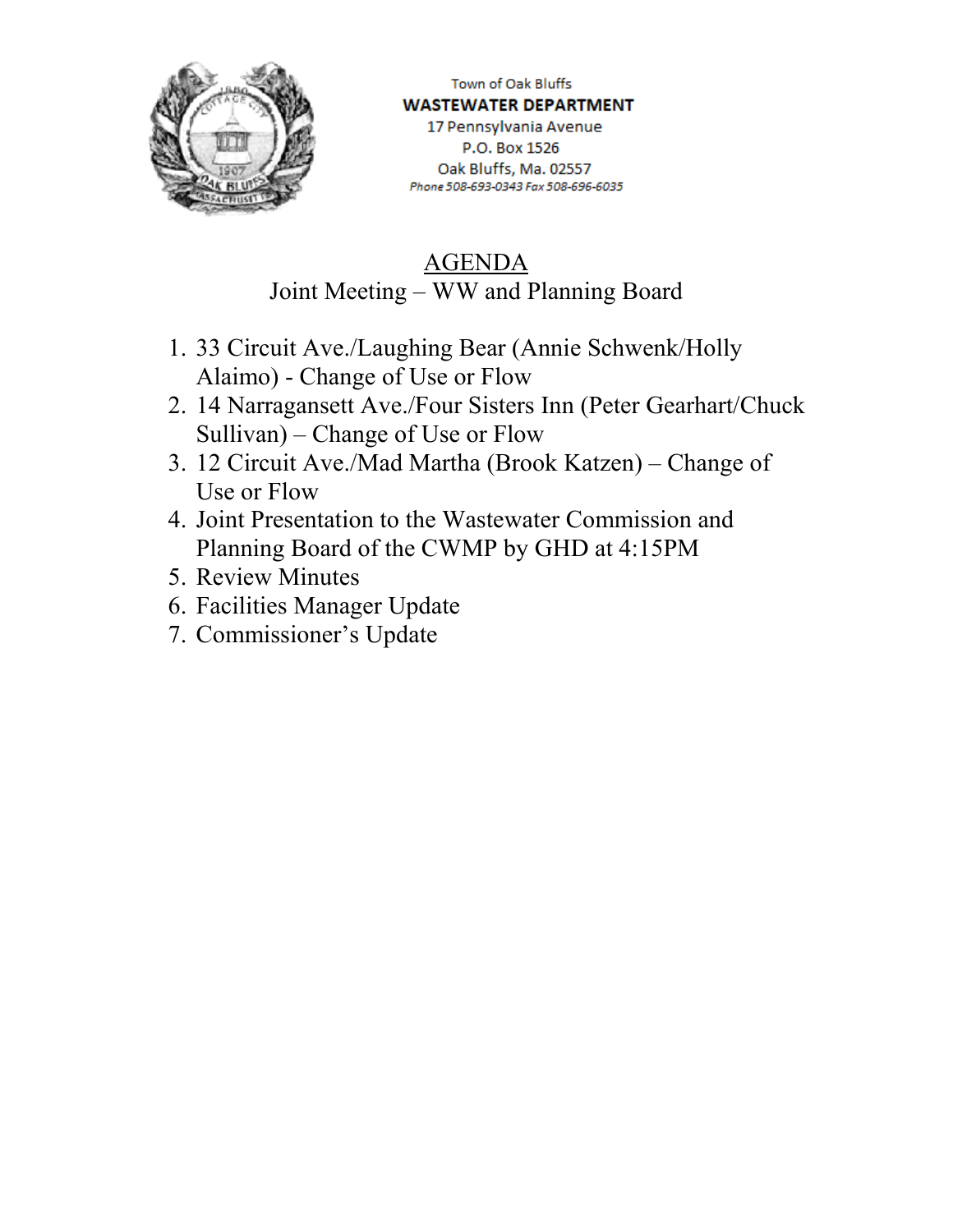Town of Oak Bluffs
**WASTEWATER DEPARTMENT**
17 Pennsylvania Avenue
P.O. Box 1526
Oak Bluffs, Ma. 02557
*Phone 508-693-0343 Fax 508-696-6035*

# AGENDA

## Joint Meeting – WW and Planning Board

1. 33 Circuit Ave./Laughing Bear (Annie Schwenk/Holly Alaimo) - Change of Use or Flow
2. 14 Narragansett Ave./Four Sisters Inn (Peter Gearhart/Chuck Sullivan) – Change of Use or Flow
3. 12 Circuit Ave./Mad Martha (Brook Katzen) – Change of Use or Flow
4. Joint Presentation to the Wastewater Commission and Planning Board of the CWMP by GHD at 4:15PM
5. Review Minutes
6. Facilities Manager Update
7. Commissioner's Update